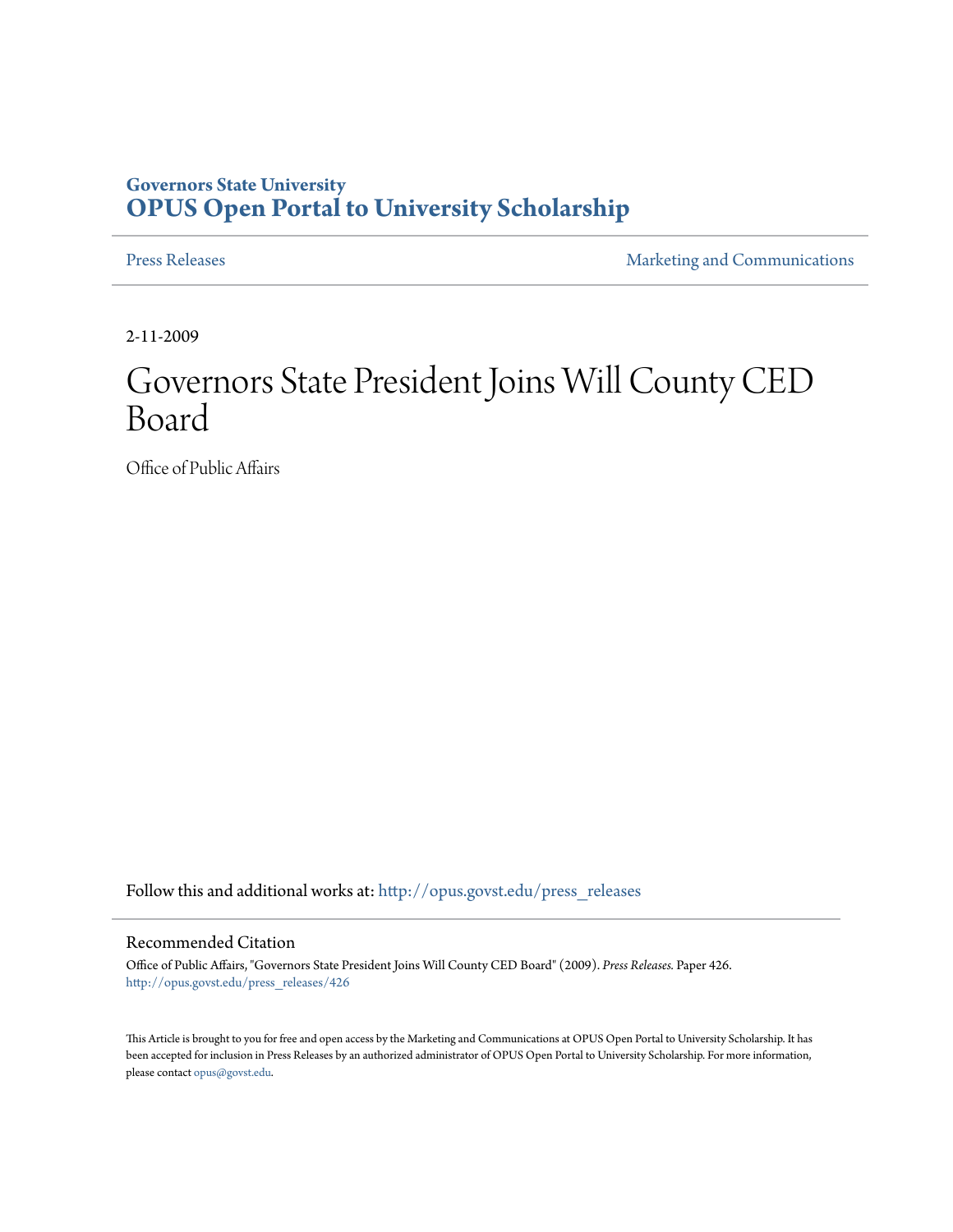**Governors State University**
**OPUS Open Portal to University Scholarship**

Press Releases | Marketing and Communications

2-11-2009

# Governors State President Joins Will County CED Board

Office of Public Affairs

Follow this and additional works at: http://opus.govst.edu/press_releases

## Recommended Citation

Office of Public Affairs, "Governors State President Joins Will County CED Board" (2009). *Press Releases.* Paper 426.
http://opus.govst.edu/press_releases/426

This Article is brought to you for free and open access by the Marketing and Communications at OPUS Open Portal to University Scholarship. It has been accepted for inclusion in Press Releases by an authorized administrator of OPUS Open Portal to University Scholarship. For more information, please contact opus@govst.edu.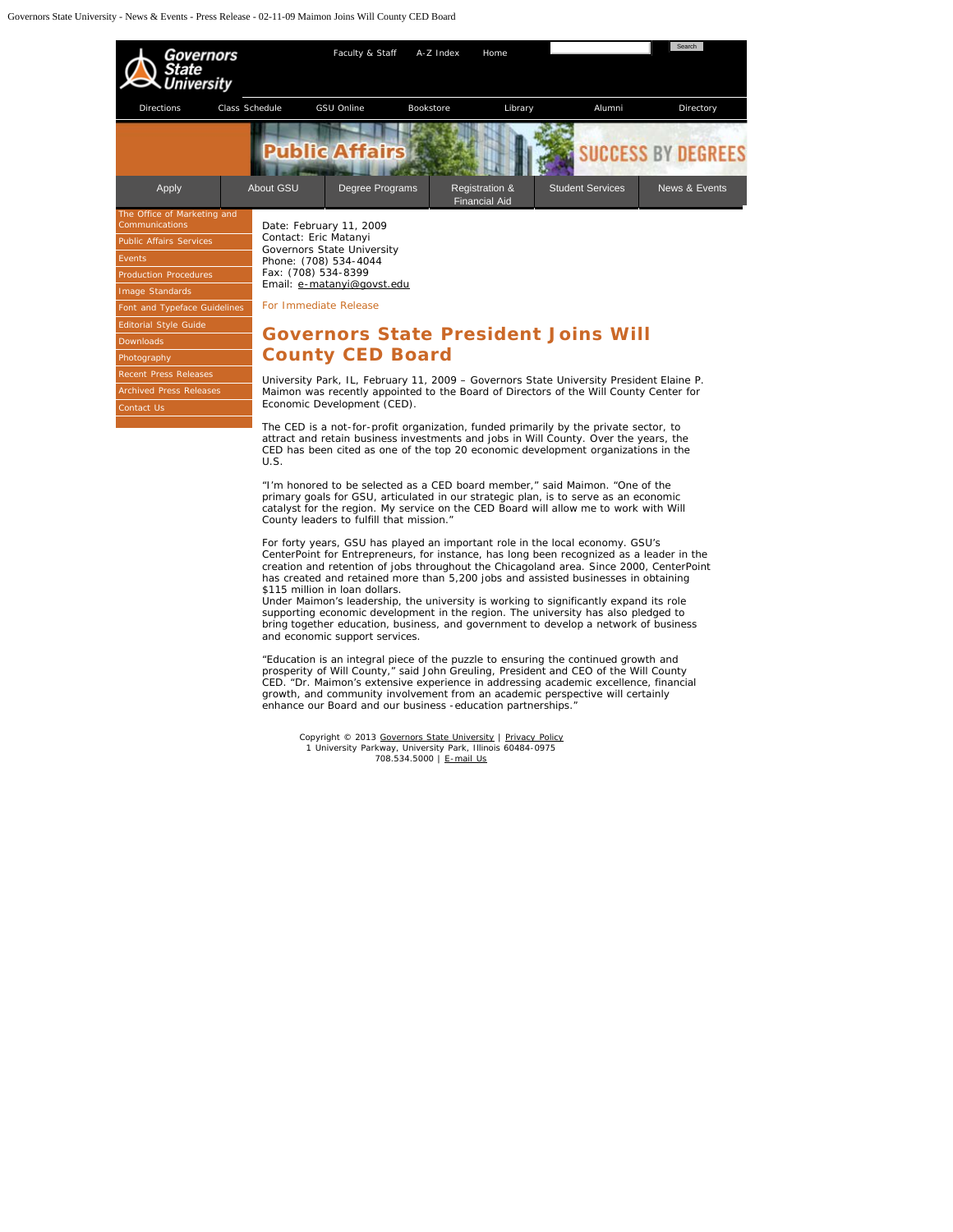Governors State University - News & Events - Press Release - 02-11-09 Maimon Joins Will County CED Board

Faculty & Staff | A-Z Index | Home

Search

Directions | Class Schedule | GSU Online | Bookstore | Library | Alumni | Directory

Public Affairs

SUCCESS BY DEGREES

Apply | About GSU | Degree Programs | Registration & Financial Aid | Student Services | News & Events

- The Office of Marketing and Communications
- Public Affairs Services
- Events
- Production Procedures
- Image Standards
- Font and Typeface Guidelines
- Editorial Style Guide
- Downloads
- Photography
- Recent Press Releases
- Archived Press Releases
- Contact Us

Date: February 11, 2009
Contact: Eric Matanyi
Governors State University
Phone: (708) 534-4044
Fax: (708) 534-8399
Email: e-matanyi@govst.edu

For Immediate Release

# Governors State President Joins Will County CED Board

University Park, IL, February 11, 2009 – Governors State University President Elaine P. Maimon was recently appointed to the Board of Directors of the Will County Center for Economic Development (CED).

The CED is a not-for-profit organization, funded primarily by the private sector, to attract and retain business investments and jobs in Will County. Over the years, the CED has been cited as one of the top 20 economic development organizations in the U.S.

"I'm honored to be selected as a CED board member," said Maimon. "One of the primary goals for GSU, articulated in our strategic plan, is to serve as an economic catalyst for the region. My service on the CED Board will allow me to work with Will County leaders to fulfill that mission."

For forty years, GSU has played an important role in the local economy. GSU's CenterPoint for Entrepreneurs, for instance, has long been recognized as a leader in the creation and retention of jobs throughout the Chicagoland area. Since 2000, CenterPoint has created and retained more than 5,200 jobs and assisted businesses in obtaining $115 million in loan dollars.
Under Maimon's leadership, the university is working to significantly expand its role supporting economic development in the region. The university has also pledged to bring together education, business, and government to develop a network of business and economic support services.

"Education is an integral piece of the puzzle to ensuring the continued growth and prosperity of Will County," said John Greuling, President and CEO of the Will County CED. "Dr. Maimon's extensive experience in addressing academic excellence, financial growth, and community involvement from an academic perspective will certainly enhance our Board and our business -education partnerships."

Copyright © 2013 Governors State University | Privacy Policy
1 University Parkway, University Park, Illinois 60484-0975
708.534.5000 | E-mail Us